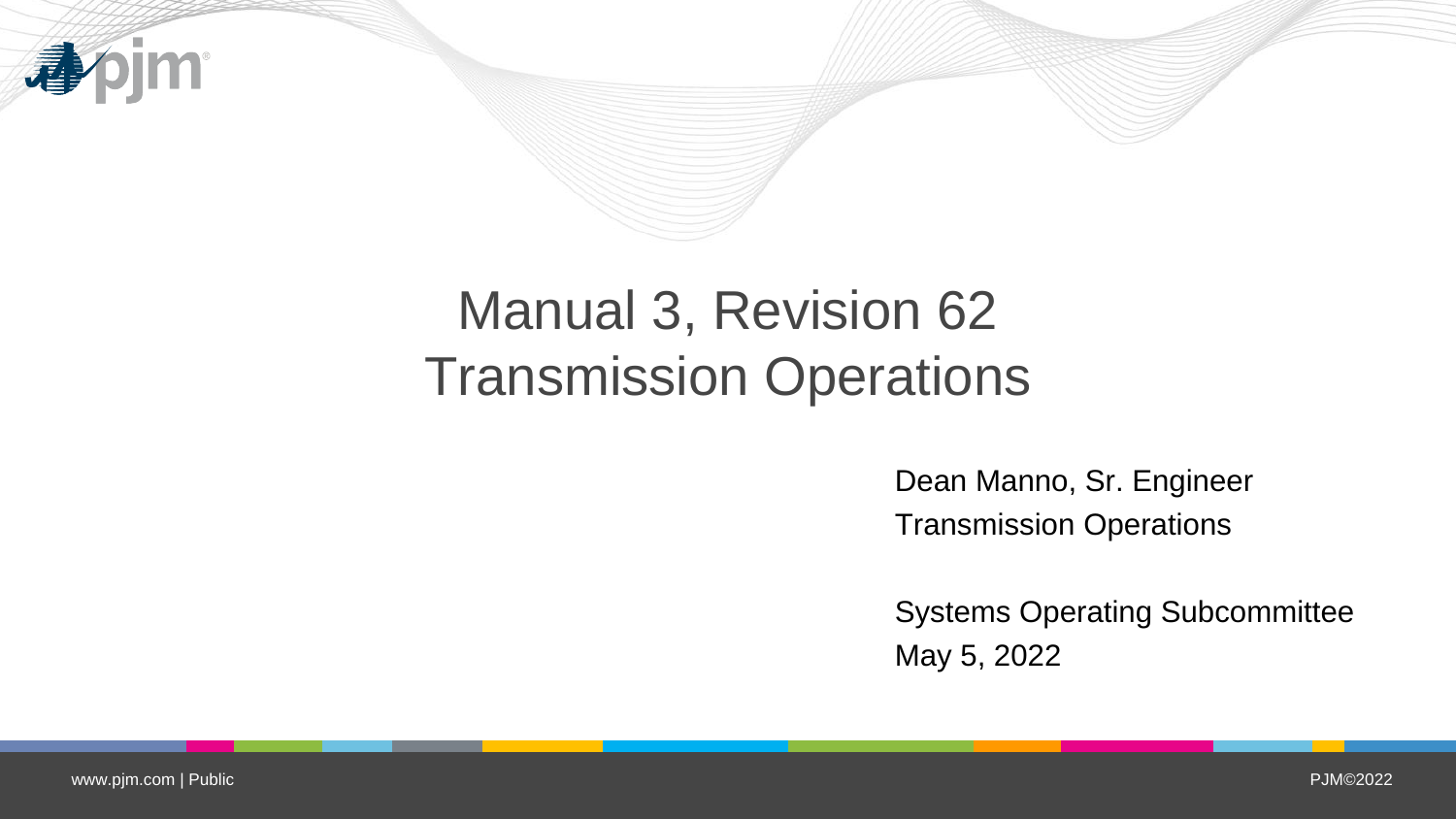# Manual 3, Revision 62
# Transmission Operations

Dean Manno, Sr. Engineer
Transmission Operations

Systems Operating Subcommittee
May 5, 2022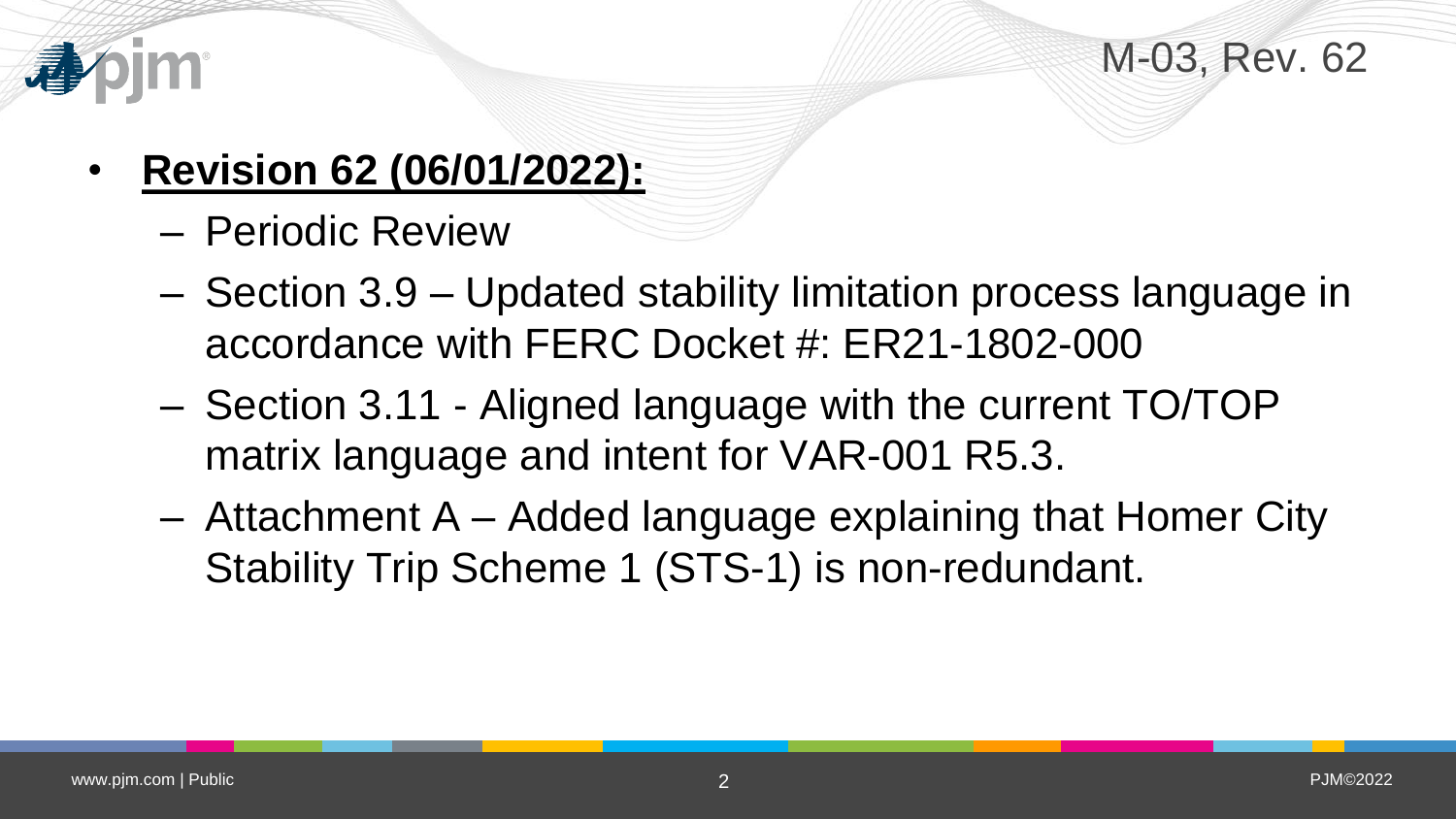- **Revision 62 (06/01/2022):**
  - Periodic Review
  - Section 3.9 – Updated stability limitation process language in accordance with FERC Docket #: ER21-1802-000
  - Section 3.11 - Aligned language with the current TO/TOP matrix language and intent for VAR-001 R5.3.
  - Attachment A – Added language explaining that Homer City Stability Trip Scheme 1 (STS-1) is non-redundant.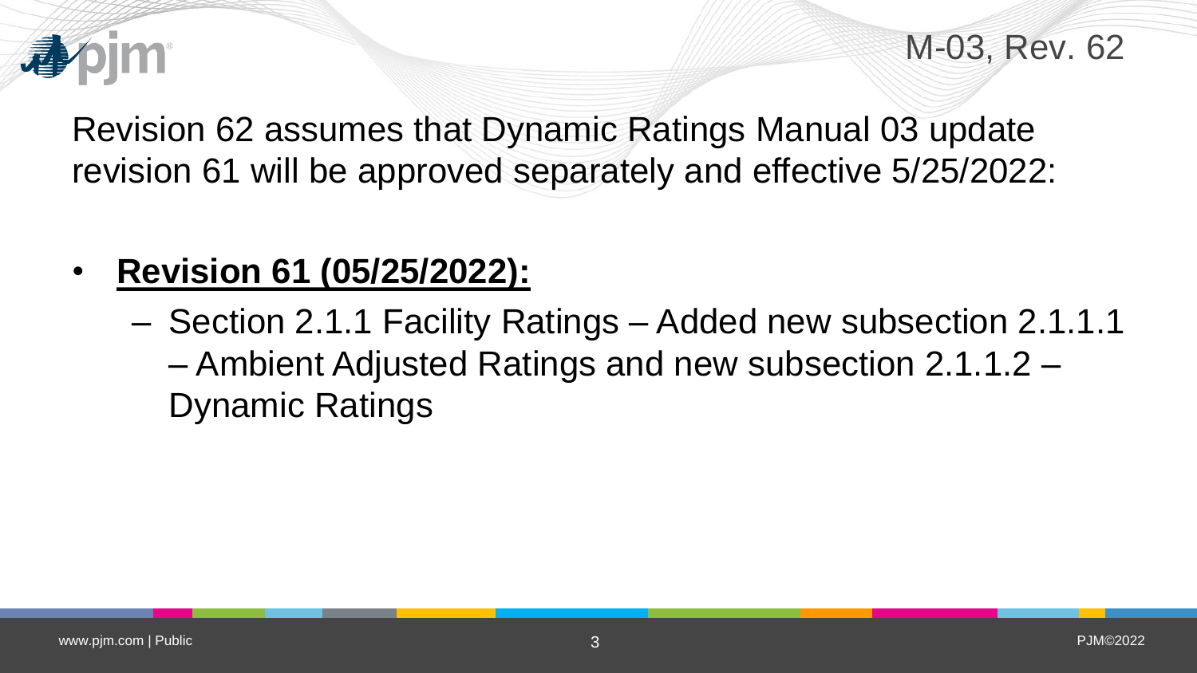M-03, Rev. 62

Revision 62 assumes that Dynamic Ratings Manual 03 update revision 61 will be approved separately and effective 5/25/2022:

- **Revision 61 (05/25/2022):**
  - Section 2.1.1 Facility Ratings – Added new subsection 2.1.1.1 – Ambient Adjusted Ratings and new subsection 2.1.1.2 – Dynamic Ratings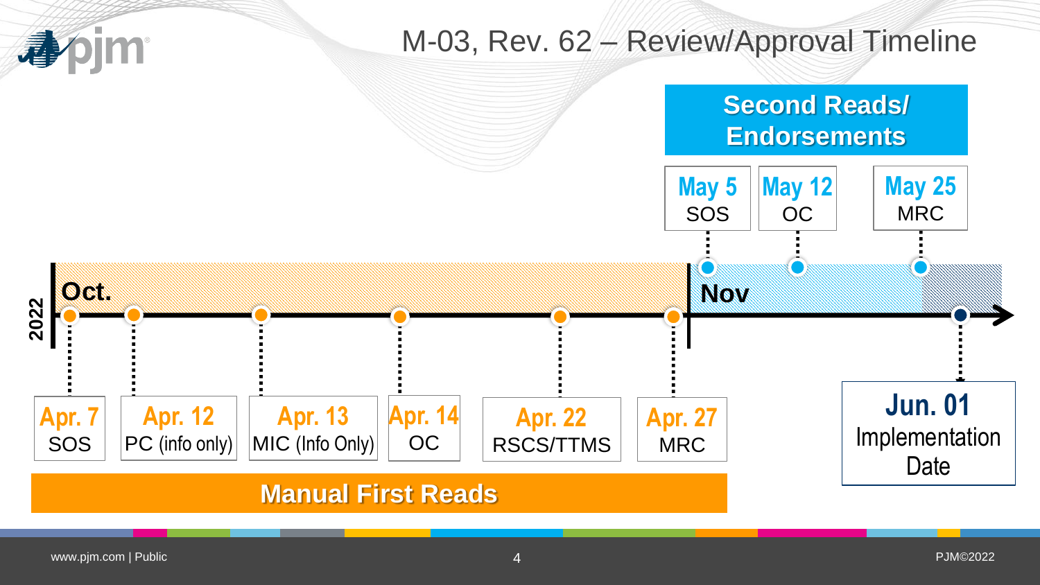# M-03, Rev. 62 – Review/Approval Timeline

2022

Oct.

Nov

## Manual First Reads

- **Apr. 7** SOS
- **Apr. 12** PC (info only)
- **Apr. 13** MIC (Info Only)
- **Apr. 14** OC
- **Apr. 22** RSCS/TTMS
- **Apr. 27** MRC

## Second Reads/ Endorsements

- **May 5** SOS
- **May 12** OC
- **May 25** MRC

**Jun. 01** Implementation Date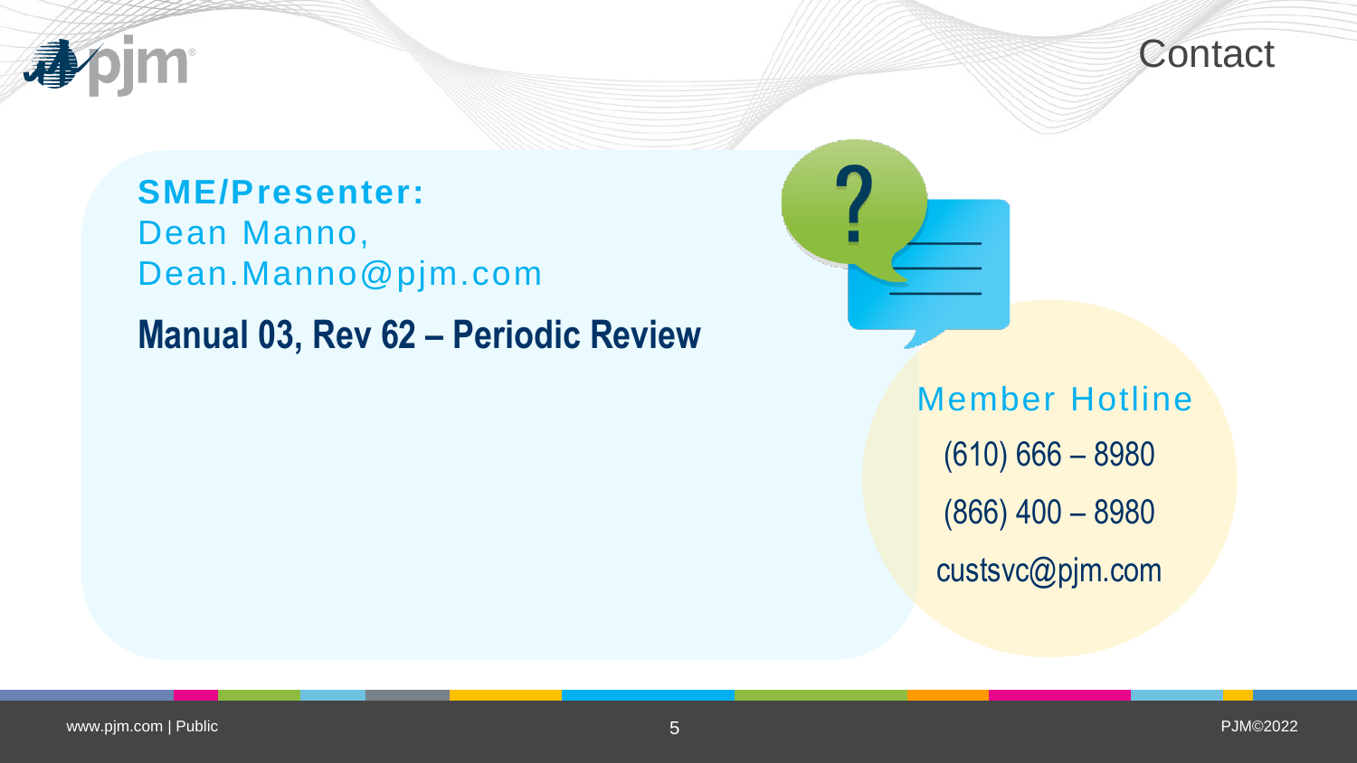# Contact

**SME/Presenter:**
Dean Manno,
Dean.Manno@pjm.com

## Manual 03, Rev 62 – Periodic Review

Member Hotline

(610) 666 – 8980

(866) 400 – 8980

custsvc@pjm.com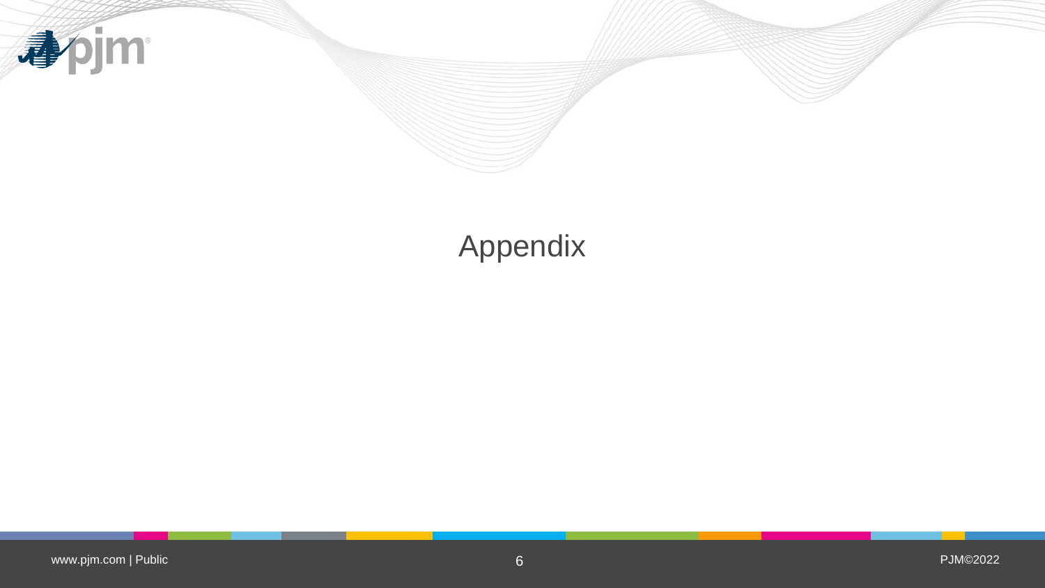# Appendix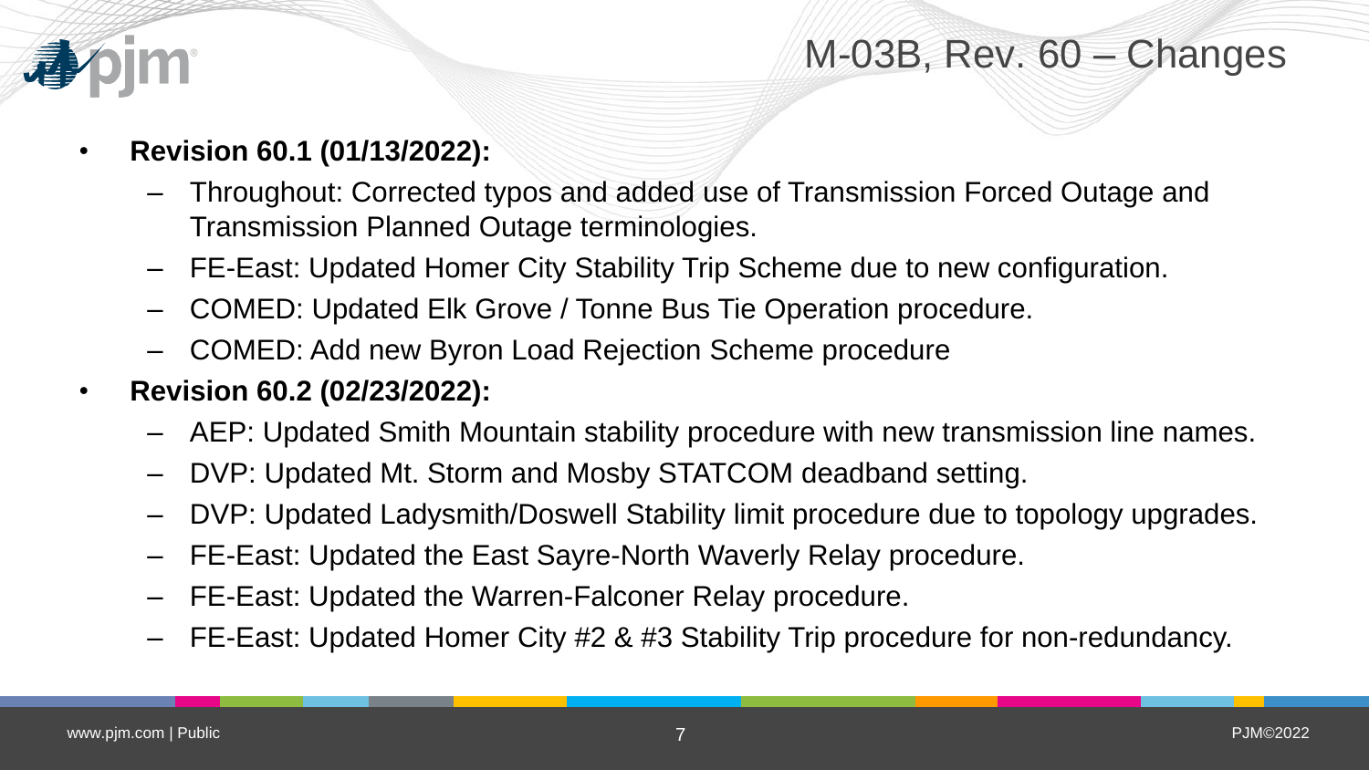# M-03B, Rev. 60 – Changes

- **Revision 60.1 (01/13/2022):**
  - Throughout: Corrected typos and added use of Transmission Forced Outage and Transmission Planned Outage terminologies.
  - FE-East: Updated Homer City Stability Trip Scheme due to new configuration.
  - COMED: Updated Elk Grove / Tonne Bus Tie Operation procedure.
  - COMED: Add new Byron Load Rejection Scheme procedure
- **Revision 60.2 (02/23/2022):**
  - AEP: Updated Smith Mountain stability procedure with new transmission line names.
  - DVP: Updated Mt. Storm and Mosby STATCOM deadband setting.
  - DVP: Updated Ladysmith/Doswell Stability limit procedure due to topology upgrades.
  - FE-East: Updated the East Sayre-North Waverly Relay procedure.
  - FE-East: Updated the Warren-Falconer Relay procedure.
  - FE-East: Updated Homer City #2 & #3 Stability Trip procedure for non-redundancy.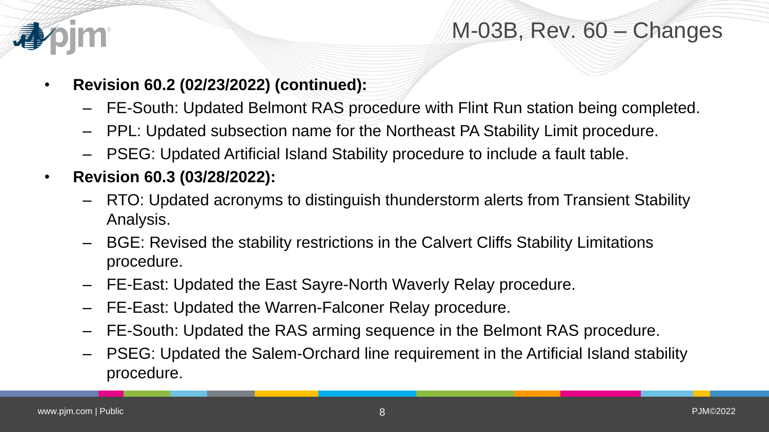# M-03B, Rev. 60 – Changes

- **Revision 60.2 (02/23/2022) (continued):**
  - FE-South: Updated Belmont RAS procedure with Flint Run station being completed.
  - PPL: Updated subsection name for the Northeast PA Stability Limit procedure.
  - PSEG: Updated Artificial Island Stability procedure to include a fault table.
- **Revision 60.3 (03/28/2022):**
  - RTO: Updated acronyms to distinguish thunderstorm alerts from Transient Stability Analysis.
  - BGE: Revised the stability restrictions in the Calvert Cliffs Stability Limitations procedure.
  - FE-East: Updated the East Sayre-North Waverly Relay procedure.
  - FE-East: Updated the Warren-Falconer Relay procedure.
  - FE-South: Updated the RAS arming sequence in the Belmont RAS procedure.
  - PSEG: Updated the Salem-Orchard line requirement in the Artificial Island stability procedure.